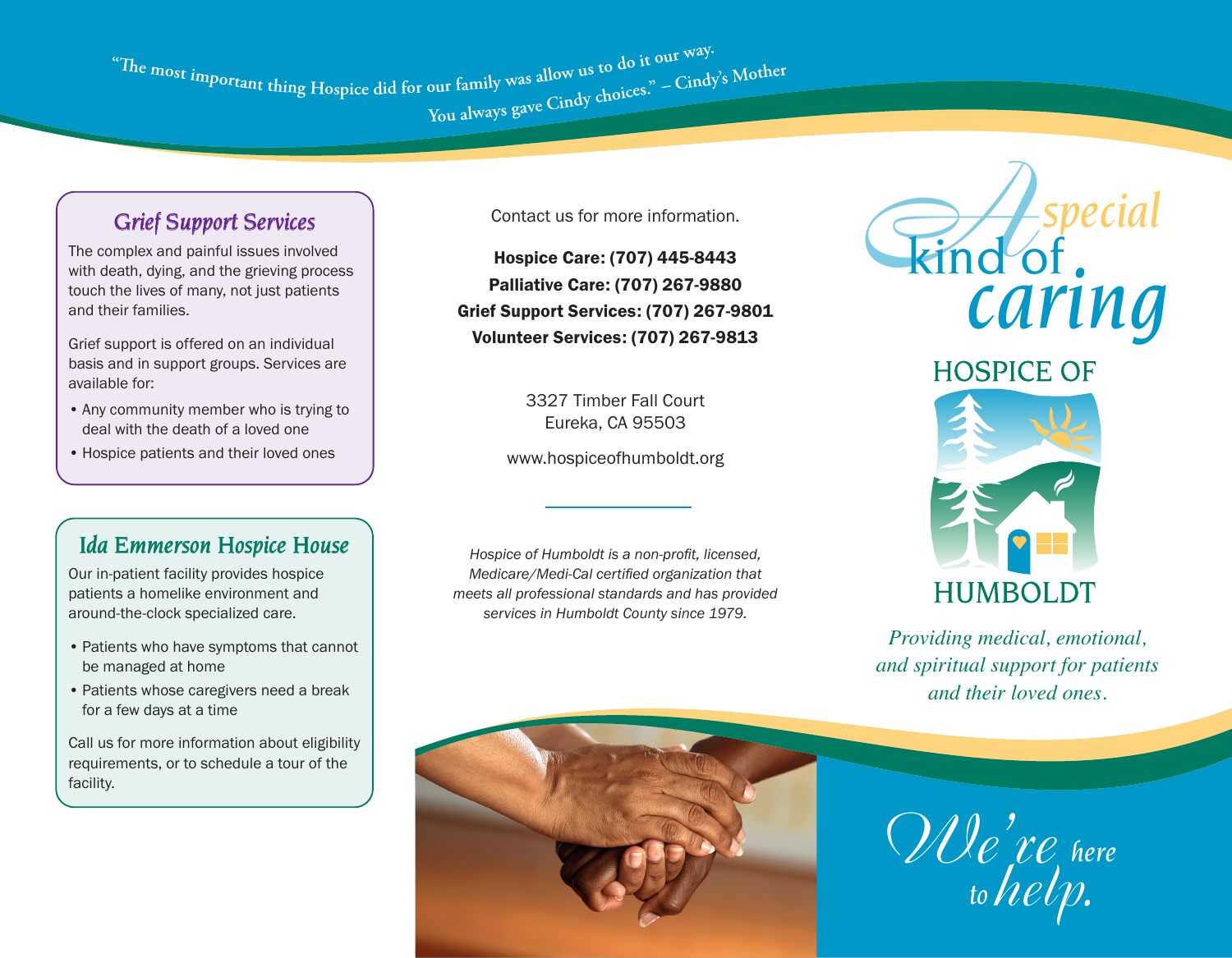"The most important thing Hospice did for our family was allow us to do it our way. You always gave Cindy choices." – Cindy's Mother

## Grief Support Services

The complex and painful issues involved with death, dying, and the grieving process touch the lives of many, not just patients and their families.

Grief support is offered on an individual basis and in support groups. Services are available for:

- Any community member who is trying to deal with the death of a loved one
- Hospice patients and their loved ones

## Ida Emmerson Hospice House

Our in-patient facility provides hospice patients a homelike environment and around-the-clock specialized care.

- Patients who have symptoms that cannot be managed at home
- Patients whose caregivers need a break for a few days at a time

Call us for more information about eligibility requirements, or to schedule a tour of the facility.

Contact us for more information.

**Hospice Care: (707) 445-8443**
**Palliative Care: (707) 267-9880**
**Grief Support Services: (707) 267-9801**
**Volunteer Services: (707) 267-9813**

3327 Timber Fall Court
Eureka, CA 95503

www.hospiceofhumboldt.org

*Hospice of Humboldt is a non-profit, licensed, Medicare/Medi-Cal certified organization that meets all professional standards and has provided services in Humboldt County since 1979.*

# A special kind of caring

## HOSPICE OF HUMBOLDT

*Providing medical, emotional, and spiritual support for patients and their loved ones.*

*We're here to help.*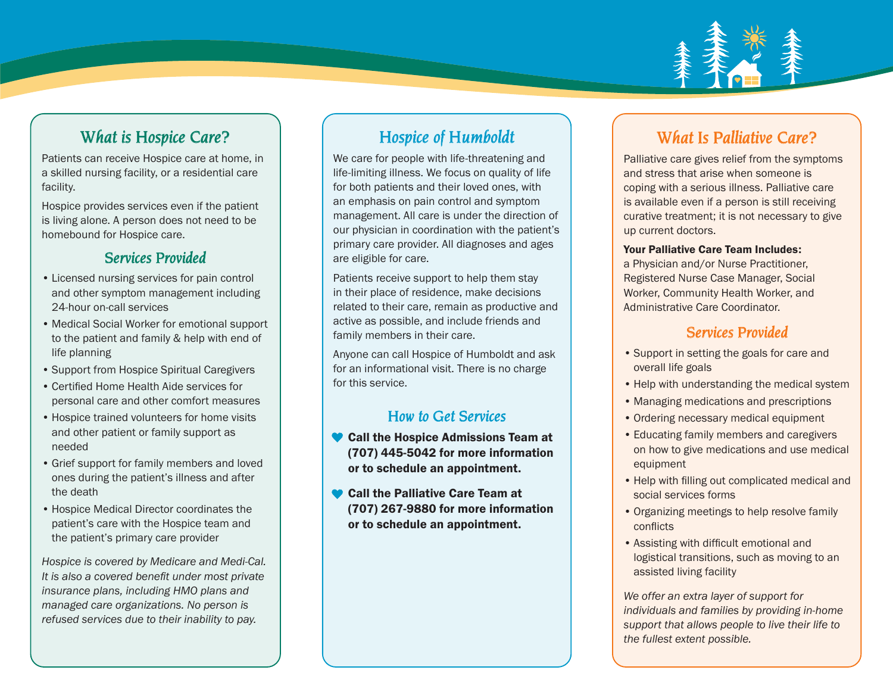## What is Hospice Care?

Patients can receive Hospice care at home, in a skilled nursing facility, or a residential care facility.

Hospice provides services even if the patient is living alone. A person does not need to be homebound for Hospice care.

### Services Provided

- Licensed nursing services for pain control and other symptom management including 24-hour on-call services
- Medical Social Worker for emotional support to the patient and family & help with end of life planning
- Support from Hospice Spiritual Caregivers
- Certified Home Health Aide services for personal care and other comfort measures
- Hospice trained volunteers for home visits and other patient or family support as needed
- Grief support for family members and loved ones during the patient's illness and after the death
- Hospice Medical Director coordinates the patient's care with the Hospice team and the patient's primary care provider

*Hospice is covered by Medicare and Medi-Cal. It is also a covered benefit under most private insurance plans, including HMO plans and managed care organizations. No person is refused services due to their inability to pay.*

## Hospice of Humboldt

We care for people with life-threatening and life-limiting illness. We focus on quality of life for both patients and their loved ones, with an emphasis on pain control and symptom management. All care is under the direction of our physician in coordination with the patient's primary care provider. All diagnoses and ages are eligible for care.

Patients receive support to help them stay in their place of residence, make decisions related to their care, remain as productive and active as possible, and include friends and family members in their care.

Anyone can call Hospice of Humboldt and ask for an informational visit. There is no charge for this service.

### How to Get Services

- **Call the Hospice Admissions Team at (707) 445-5042 for more information or to schedule an appointment.**
- **Call the Palliative Care Team at (707) 267-9880 for more information or to schedule an appointment.**

## What Is Palliative Care?

Palliative care gives relief from the symptoms and stress that arise when someone is coping with a serious illness. Palliative care is available even if a person is still receiving curative treatment; it is not necessary to give up current doctors.

**Your Palliative Care Team Includes:**
a Physician and/or Nurse Practitioner, Registered Nurse Case Manager, Social Worker, Community Health Worker, and Administrative Care Coordinator.

### Services Provided

- Support in setting the goals for care and overall life goals
- Help with understanding the medical system
- Managing medications and prescriptions
- Ordering necessary medical equipment
- Educating family members and caregivers on how to give medications and use medical equipment
- Help with filling out complicated medical and social services forms
- Organizing meetings to help resolve family conflicts
- Assisting with difficult emotional and logistical transitions, such as moving to an assisted living facility

*We offer an extra layer of support for individuals and families by providing in-home support that allows people to live their life to the fullest extent possible.*